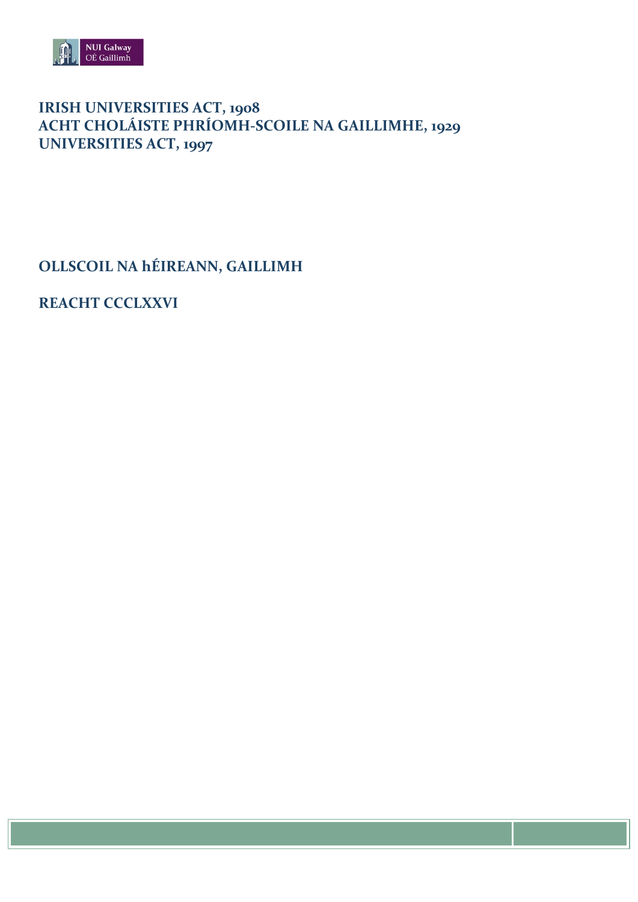**IRISH UNIVERSITIES ACT, 1908**
**ACHT CHOLÁISTE PHRÍOMH-SCOILE NA GAILLIMHE, 1929**
**UNIVERSITIES ACT, 1997**

# OLLSCOIL NA hÉIREANN, GAILLIMH

# REACHT CCCLXXVI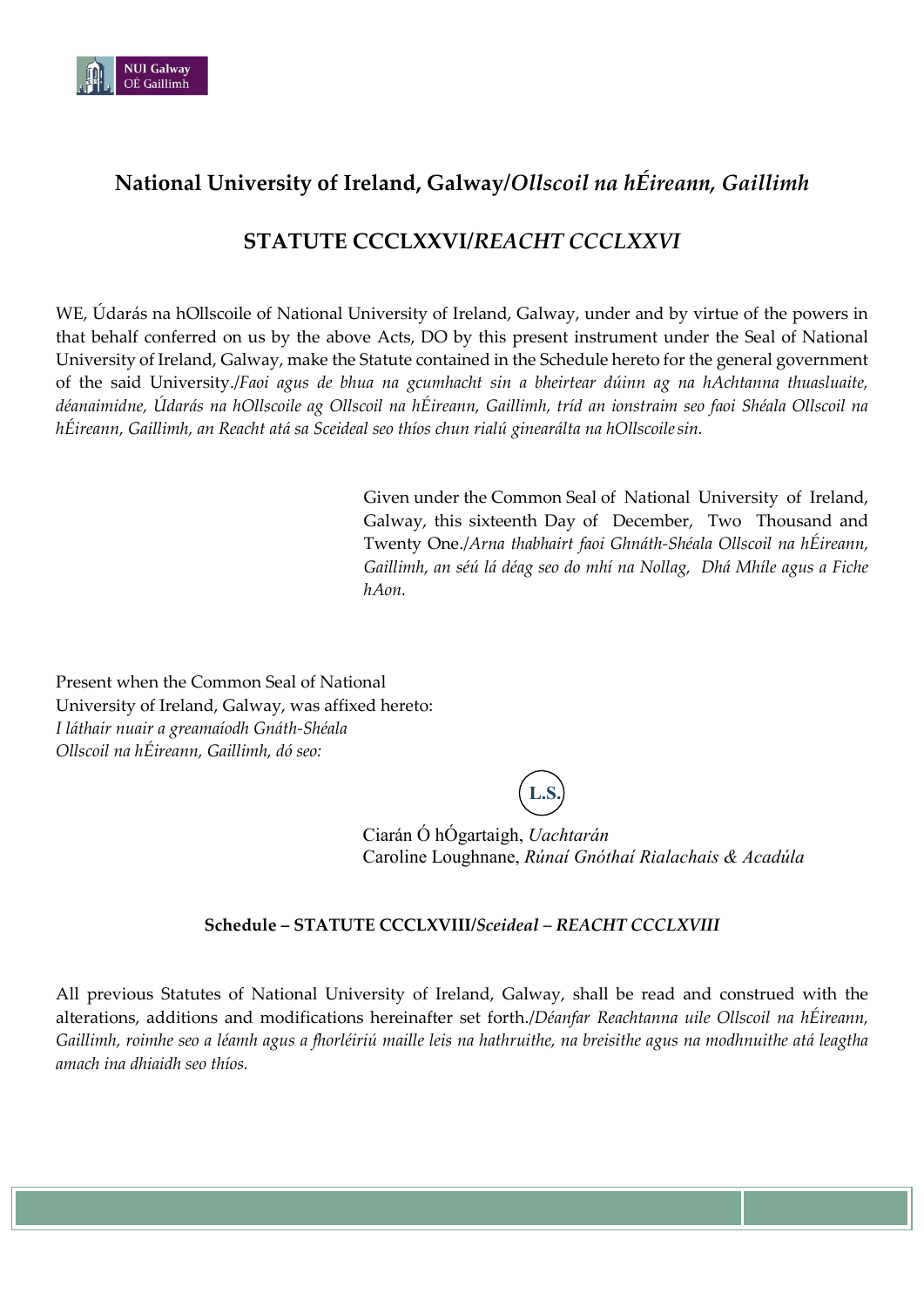## National University of Ireland, Galway/*Ollscoil na hÉireann, Gaillimh*

## STATUTE CCCLXXVI/*REACHT CCCLXXVI*

WE, Údarás na hOllscoile of National University of Ireland, Galway, under and by virtue of the powers in that behalf conferred on us by the above Acts, DO by this present instrument under the Seal of National University of Ireland, Galway, make the Statute contained in the Schedule hereto for the general government of the said University./*Faoi agus de bhua na gcumhacht sin a bheirtear dúinn ag na hAchtanna thuasluaite, déanaimidne, Údarás na hOllscoile ag Ollscoil na hÉireann, Gaillimh, tríd an ionstraim seo faoi Shéala Ollscoil na hÉireann, Gaillimh, an Reacht atá sa Sceideal seo thíos chun rialú ginearálta na hOllscoile sin.*

Given under the Common Seal of National University of Ireland, Galway, this sixteenth Day of December, Two Thousand and Twenty One./*Arna thabhairt faoi Ghnáth-Shéala Ollscoil na hÉireann, Gaillimh, an séú lá déag seo do mhí na Nollag, Dhá Mhíle agus a Fiche hAon.*

Present when the Common Seal of National University of Ireland, Galway, was affixed hereto:
*I láthair nuair a greamaíodh Gnáth-Shéala Ollscoil na hÉireann, Gaillimh, dó seo:*

L.S.

Ciarán Ó hÓgartaigh, *Uachtarán*
Caroline Loughnane, *Rúnaí Gnóthaí Rialachais & Acadúla*

**Schedule – STATUTE CCCLXVIII/*Sceideal – REACHT CCCLXVIII***

All previous Statutes of National University of Ireland, Galway, shall be read and construed with the alterations, additions and modifications hereinafter set forth./*Déanfar Reachtanna uile Ollscoil na hÉireann, Gaillimh, roimhe seo a léamh agus a fhorléiriú maille leis na hathruithe, na breisithe agus na modhnuithe atá leagtha amach ina dhiaidh seo thíos.*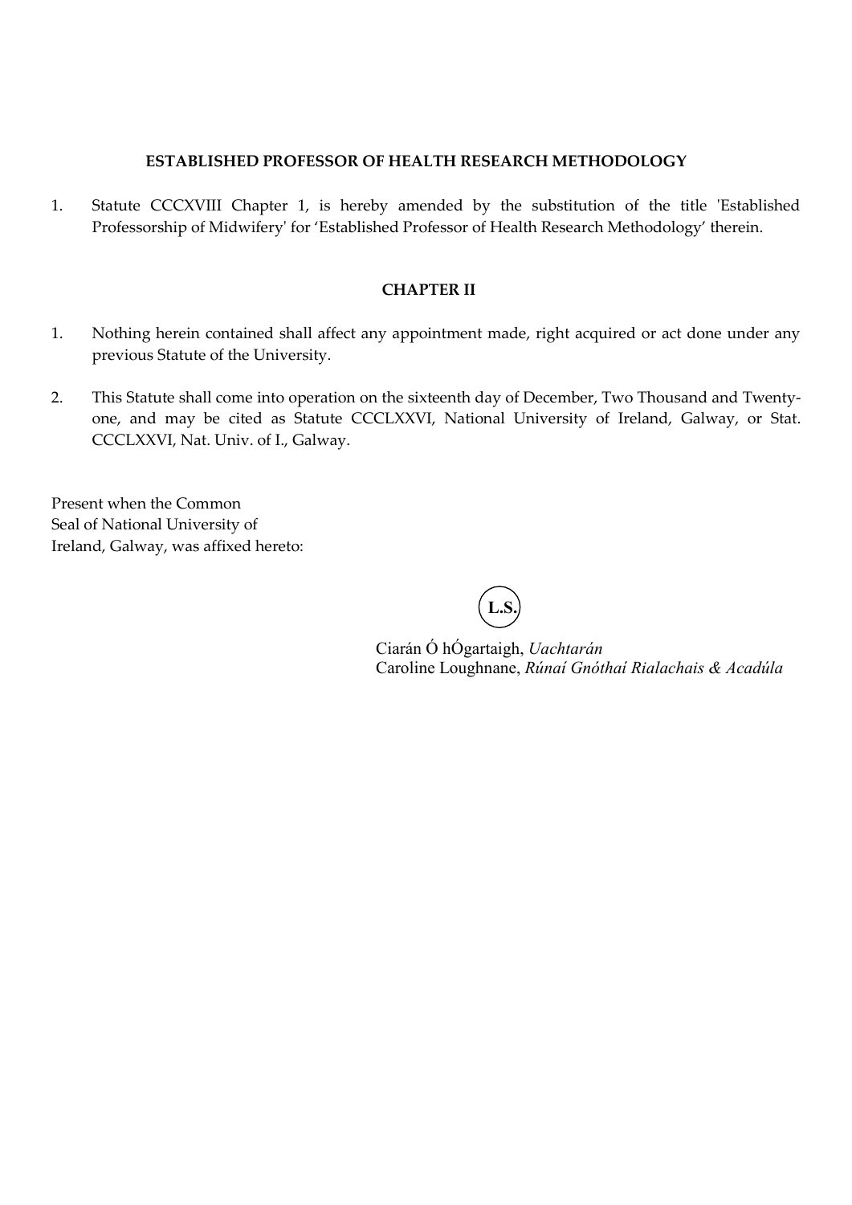**ESTABLISHED PROFESSOR OF HEALTH RESEARCH METHODOLOGY**

1. Statute CCCXVIII Chapter 1, is hereby amended by the substitution of the title 'Established Professorship of Midwifery' for 'Established Professor of Health Research Methodology' therein.

**CHAPTER II**

1. Nothing herein contained shall affect any appointment made, right acquired or act done under any previous Statute of the University.

2. This Statute shall come into operation on the sixteenth day of December, Two Thousand and Twenty-one, and may be cited as Statute CCCLXXVI, National University of Ireland, Galway, or Stat. CCCLXXVI, Nat. Univ. of I., Galway.

Present when the Common
Seal of National University of
Ireland, Galway, was affixed hereto:

L.S.

Ciarán Ó hÓgartaigh, *Uachtarán*
Caroline Loughnane, *Rúnaí Gnóthaí Rialachais & Acadúla*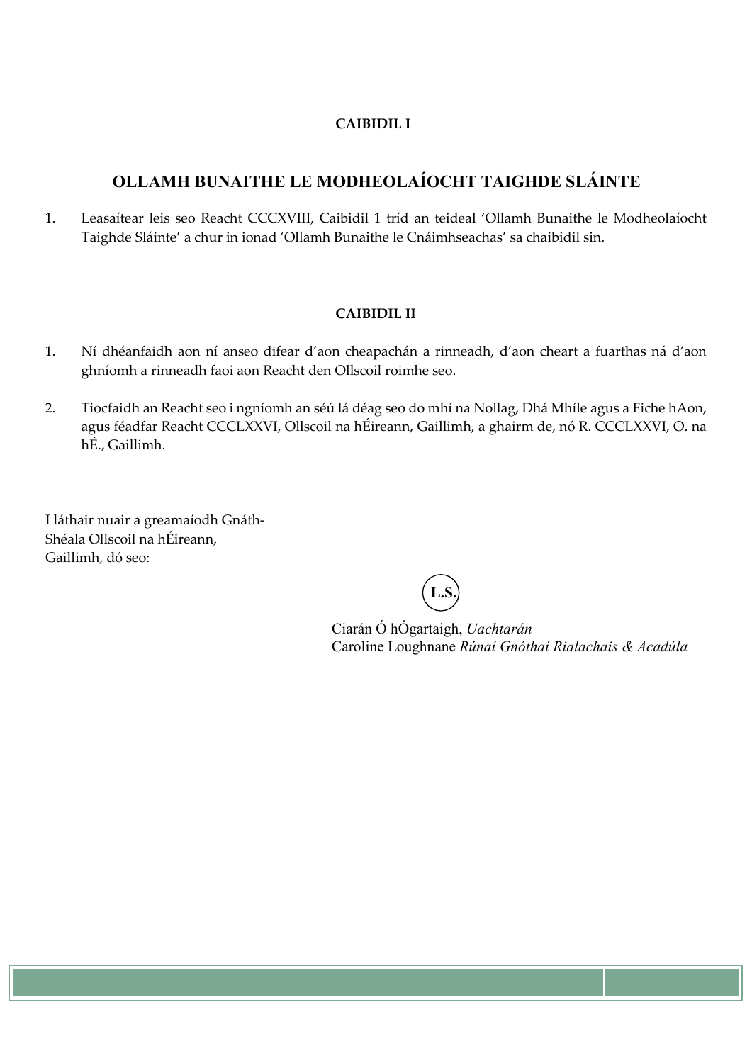## CAIBIDIL I

# OLLAMH BUNAITHE LE MODHEOLAÍOCHT TAIGHDE SLÁINTE

1. Leasaítear leis seo Reacht CCCXVIII, Caibidil 1 tríd an teideal 'Ollamh Bunaithe le Modheolaíocht Taighde Sláinte' a chur in ionad 'Ollamh Bunaithe le Cnáimhseachas' sa chaibidil sin.

## CAIBIDIL II

1. Ní dhéanfaidh aon ní anseo difear d'aon cheapachán a rinneadh, d'aon cheart a fuarthas ná d'aon ghníomh a rinneadh faoi aon Reacht den Ollscoil roimhe seo.

2. Tiocfaidh an Reacht seo i ngníomh an séú lá déag seo do mhí na Nollag, Dhá Mhíle agus a Fiche hAon, agus féadfar Reacht CCCLXXVI, Ollscoil na hÉireann, Gaillimh, a ghairm de, nó R. CCCLXXVI, O. na hÉ., Gaillimh.

I láthair nuair a greamaíodh Gnáth-Shéala Ollscoil na hÉireann, Gaillimh, dó seo:

L.S.

Ciarán Ó hÓgartaigh, *Uachtarán*
Caroline Loughnane *Rúnaí Gnóthaí Rialachais & Acadúla*